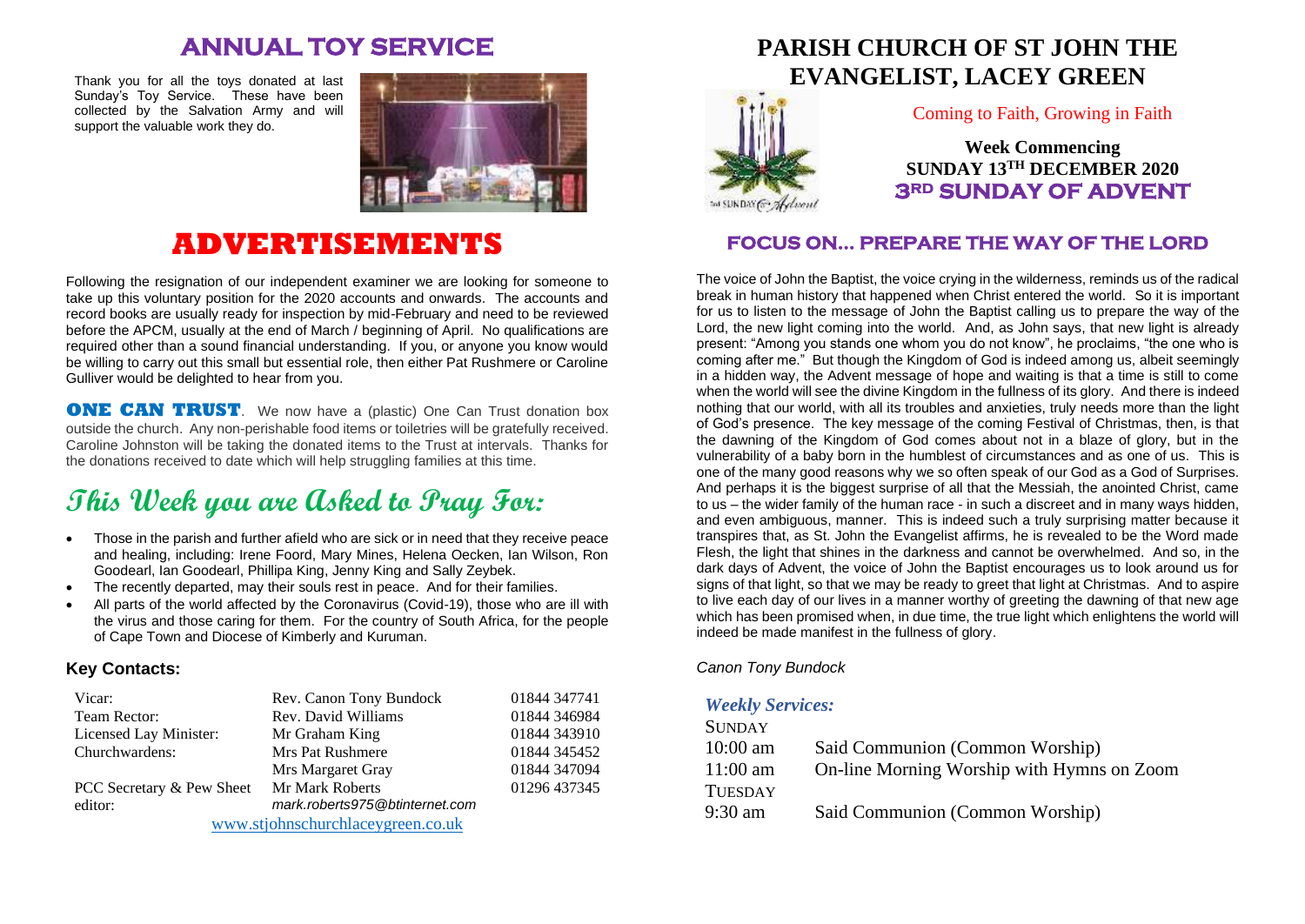# ANNUAL TOY SERVICE

Thank you for all the toys donated at last Sunday's Toy Service. These have been collected by the Salvation Army and will support the valuable work they do.

# ADVERTISEMENTS

Following the resignation of our independent examiner we are looking for someone to take up this voluntary position for the 2020 accounts and onwards. The accounts and record books are usually ready for inspection by mid-February and need to be reviewed before the APCM, usually at the end of March / beginning of April. No qualifications are required other than a sound financial understanding. If you, or anyone you know would be willing to carry out this small but essential role, then either Pat Rushmere or Caroline Gulliver would be delighted to hear from you.

**ONE CAN TRUST**. We now have a (plastic) One Can Trust donation box outside the church. Any non-perishable food items or toiletries will be gratefully received. Caroline Johnston will be taking the donated items to the Trust at intervals. Thanks for the donations received to date which will help struggling families at this time.

# This Week you are Asked to Pray For:

- Those in the parish and further afield who are sick or in need that they receive peace and healing, including: Irene Foord, Mary Mines, Helena Oecken, Ian Wilson, Ron Goodearl, Ian Goodearl, Phillipa King, Jenny King and Sally Zeybek.
- The recently departed, may their souls rest in peace. And for their families.
- All parts of the world affected by the Coronavirus (Covid-19), those who are ill with the virus and those caring for them. For the country of South Africa, for the people of Cape Town and Diocese of Kimberly and Kuruman.

### Key Contacts:

| | | |
|---|---|---|
| Vicar: | Rev. Canon Tony Bundock | 01844 347741 |
| Team Rector: | Rev. David Williams | 01844 346984 |
| Licensed Lay Minister: | Mr Graham King | 01844 343910 |
| Churchwardens: | Mrs Pat Rushmere | 01844 345452 |
| | Mrs Margaret Gray | 01844 347094 |
| PCC Secretary & Pew Sheet editor: | Mr Mark Roberts *mark.roberts975@btinternet.com* | 01296 437345 |

www.stjohnschurchlaceygreen.co.uk

# PARISH CHURCH OF ST JOHN THE EVANGELIST, LACEY GREEN

Coming to Faith, Growing in Faith

**Week Commencing**
**SUNDAY 13TH DECEMBER 2020**
**3RD SUNDAY OF ADVENT**

## FOCUS ON... PREPARE THE WAY OF THE LORD

The voice of John the Baptist, the voice crying in the wilderness, reminds us of the radical break in human history that happened when Christ entered the world. So it is important for us to listen to the message of John the Baptist calling us to prepare the way of the Lord, the new light coming into the world. And, as John says, that new light is already present: "Among you stands one whom you do not know", he proclaims, "the one who is coming after me." But though the Kingdom of God is indeed among us, albeit seemingly in a hidden way, the Advent message of hope and waiting is that a time is still to come when the world will see the divine Kingdom in the fullness of its glory. And there is indeed nothing that our world, with all its troubles and anxieties, truly needs more than the light of God's presence. The key message of the coming Festival of Christmas, then, is that the dawning of the Kingdom of God comes about not in a blaze of glory, but in the vulnerability of a baby born in the humblest of circumstances and as one of us. This is one of the many good reasons why we so often speak of our God as a God of Surprises. And perhaps it is the biggest surprise of all that the Messiah, the anointed Christ, came to us – the wider family of the human race - in such a discreet and in many ways hidden, and even ambiguous, manner. This is indeed such a truly surprising matter because it transpires that, as St. John the Evangelist affirms, he is revealed to be the Word made Flesh, the light that shines in the darkness and cannot be overwhelmed. And so, in the dark days of Advent, the voice of John the Baptist encourages us to look around us for signs of that light, so that we may be ready to greet that light at Christmas. And to aspire to live each day of our lives in a manner worthy of greeting the dawning of that new age which has been promised when, in due time, the true light which enlightens the world will indeed be made manifest in the fullness of glory.

*Canon Tony Bundock*

### *Weekly Services:*

| | |
|---|---|
| SUNDAY | |
| 10:00 am | Said Communion (Common Worship) |
| 11:00 am | On-line Morning Worship with Hymns on Zoom |
| TUESDAY | |
| 9:30 am | Said Communion (Common Worship) |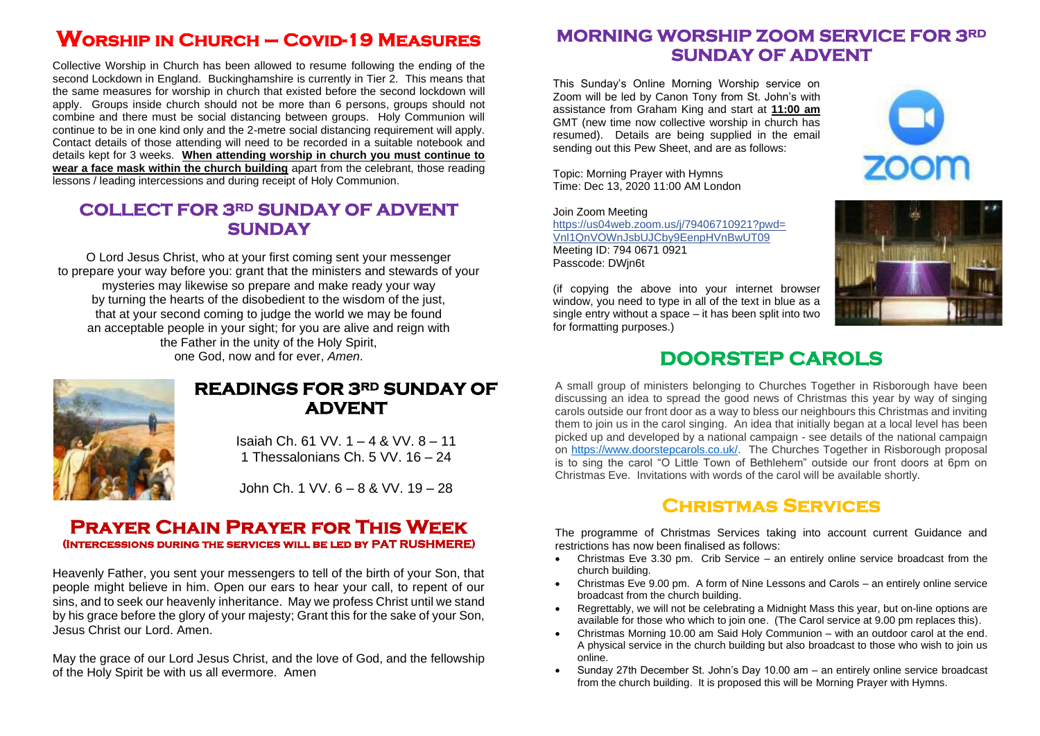# Worship in Church – Covid-19 Measures

Collective Worship in Church has been allowed to resume following the ending of the second Lockdown in England. Buckinghamshire is currently in Tier 2. This means that the same measures for worship in church that existed before the second lockdown will apply. Groups inside church should not be more than 6 persons, groups should not combine and there must be social distancing between groups. Holy Communion will continue to be in one kind only and the 2-metre social distancing requirement will apply. Contact details of those attending will need to be recorded in a suitable notebook and details kept for 3 weeks. **When attending worship in church you must continue to wear a face mask within the church building** apart from the celebrant, those reading lessons / leading intercessions and during receipt of Holy Communion.

# Collect for 3rd Sunday of Advent Sunday

O Lord Jesus Christ, who at your first coming sent your messenger
to prepare your way before you: grant that the ministers and stewards of your mysteries may likewise so prepare and make ready your way
by turning the hearts of the disobedient to the wisdom of the just,
that at your second coming to judge the world we may be found
an acceptable people in your sight; for you are alive and reign with
the Father in the unity of the Holy Spirit,
one God, now and for ever, *Amen*.

# Readings for 3rd Sunday of Advent

Isaiah Ch. 61 VV. 1 – 4 & VV. 8 – 11
1 Thessalonians Ch. 5 VV. 16 – 24

John Ch. 1 VV. 6 – 8 & VV. 19 – 28

# Prayer Chain Prayer for This Week

**(Intercessions during the services will be led by PAT RUSHMERE)**

Heavenly Father, you sent your messengers to tell of the birth of your Son, that people might believe in him. Open our ears to hear your call, to repent of our sins, and to seek our heavenly inheritance. May we profess Christ until we stand by his grace before the glory of your majesty; Grant this for the sake of your Son, Jesus Christ our Lord. Amen.

May the grace of our Lord Jesus Christ, and the love of God, and the fellowship of the Holy Spirit be with us all evermore. Amen

# Morning Worship Zoom Service for 3rd Sunday of Advent

This Sunday's Online Morning Worship service on Zoom will be led by Canon Tony from St. John's with assistance from Graham King and start at **11:00 am** GMT (new time now collective worship in church has resumed). Details are being supplied in the email sending out this Pew Sheet, and are as follows:

Topic: Morning Prayer with Hymns
Time: Dec 13, 2020 11:00 AM London

Join Zoom Meeting
https://us04web.zoom.us/j/79406710921?pwd=Vnl1QnVOWnJsbUJCby9EenpHVnBwUT09
Meeting ID: 794 0671 0921
Passcode: DWjn6t

(if copying the above into your internet browser window, you need to type in all of the text in blue as a single entry without a space – it has been split into two for formatting purposes.)

# Doorstep Carols

A small group of ministers belonging to Churches Together in Risborough have been discussing an idea to spread the good news of Christmas this year by way of singing carols outside our front door as a way to bless our neighbours this Christmas and inviting them to join us in the carol singing. An idea that initially began at a local level has been picked up and developed by a national campaign - see details of the national campaign on https://www.doorstepcarols.co.uk/. The Churches Together in Risborough proposal is to sing the carol "O Little Town of Bethlehem" outside our front doors at 6pm on Christmas Eve. Invitations with words of the carol will be available shortly.

# Christmas Services

The programme of Christmas Services taking into account current Guidance and restrictions has now been finalised as follows:

- Christmas Eve 3.30 pm. Crib Service – an entirely online service broadcast from the church building.
- Christmas Eve 9.00 pm. A form of Nine Lessons and Carols – an entirely online service broadcast from the church building.
- Regrettably, we will not be celebrating a Midnight Mass this year, but on-line options are available for those who which to join one. (The Carol service at 9.00 pm replaces this).
- Christmas Morning 10.00 am Said Holy Communion – with an outdoor carol at the end. A physical service in the church building but also broadcast to those who wish to join us online.
- Sunday 27th December St. John's Day 10.00 am – an entirely online service broadcast from the church building. It is proposed this will be Morning Prayer with Hymns.